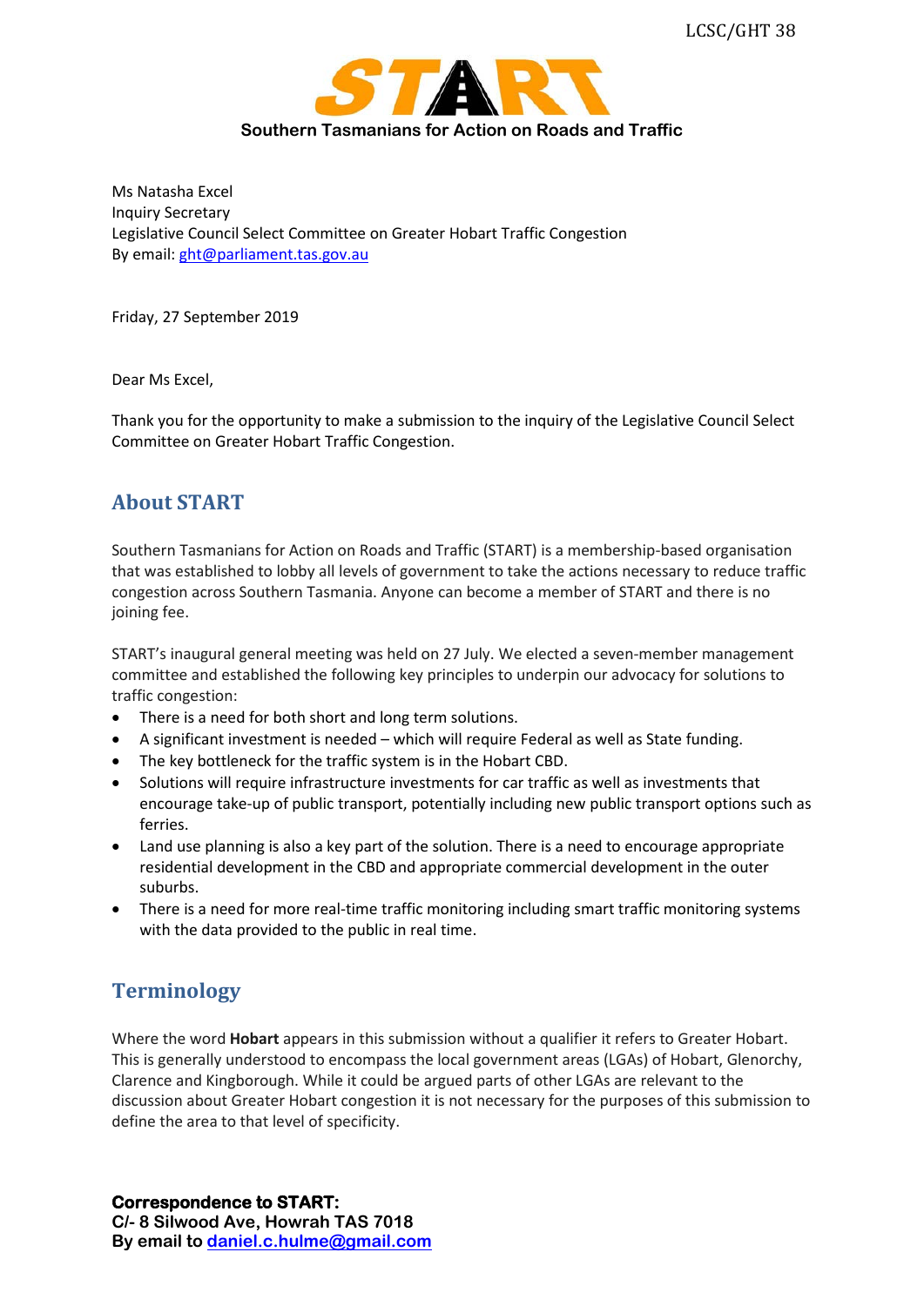LCSC/GHT 38

# START

**Southern Tasmanians for Action on Roads and Traffic**

Ms Natasha Excel
Inquiry Secretary
Legislative Council Select Committee on Greater Hobart Traffic Congestion
By email: ght@parliament.tas.gov.au

Friday, 27 September 2019

Dear Ms Excel,

Thank you for the opportunity to make a submission to the inquiry of the Legislative Council Select Committee on Greater Hobart Traffic Congestion.

## About START

Southern Tasmanians for Action on Roads and Traffic (START) is a membership-based organisation that was established to lobby all levels of government to take the actions necessary to reduce traffic congestion across Southern Tasmania. Anyone can become a member of START and there is no joining fee.

START's inaugural general meeting was held on 27 July. We elected a seven-member management committee and established the following key principles to underpin our advocacy for solutions to traffic congestion:

- There is a need for both short and long term solutions.
- A significant investment is needed – which will require Federal as well as State funding.
- The key bottleneck for the traffic system is in the Hobart CBD.
- Solutions will require infrastructure investments for car traffic as well as investments that encourage take-up of public transport, potentially including new public transport options such as ferries.
- Land use planning is also a key part of the solution. There is a need to encourage appropriate residential development in the CBD and appropriate commercial development in the outer suburbs.
- There is a need for more real-time traffic monitoring including smart traffic monitoring systems with the data provided to the public in real time.

## Terminology

Where the word **Hobart** appears in this submission without a qualifier it refers to Greater Hobart. This is generally understood to encompass the local government areas (LGAs) of Hobart, Glenorchy, Clarence and Kingborough. While it could be argued parts of other LGAs are relevant to the discussion about Greater Hobart congestion it is not necessary for the purposes of this submission to define the area to that level of specificity.

**Correspondence to START:**
**C/- 8 Silwood Ave, Howrah TAS 7018**
**By email to daniel.c.hulme@gmail.com**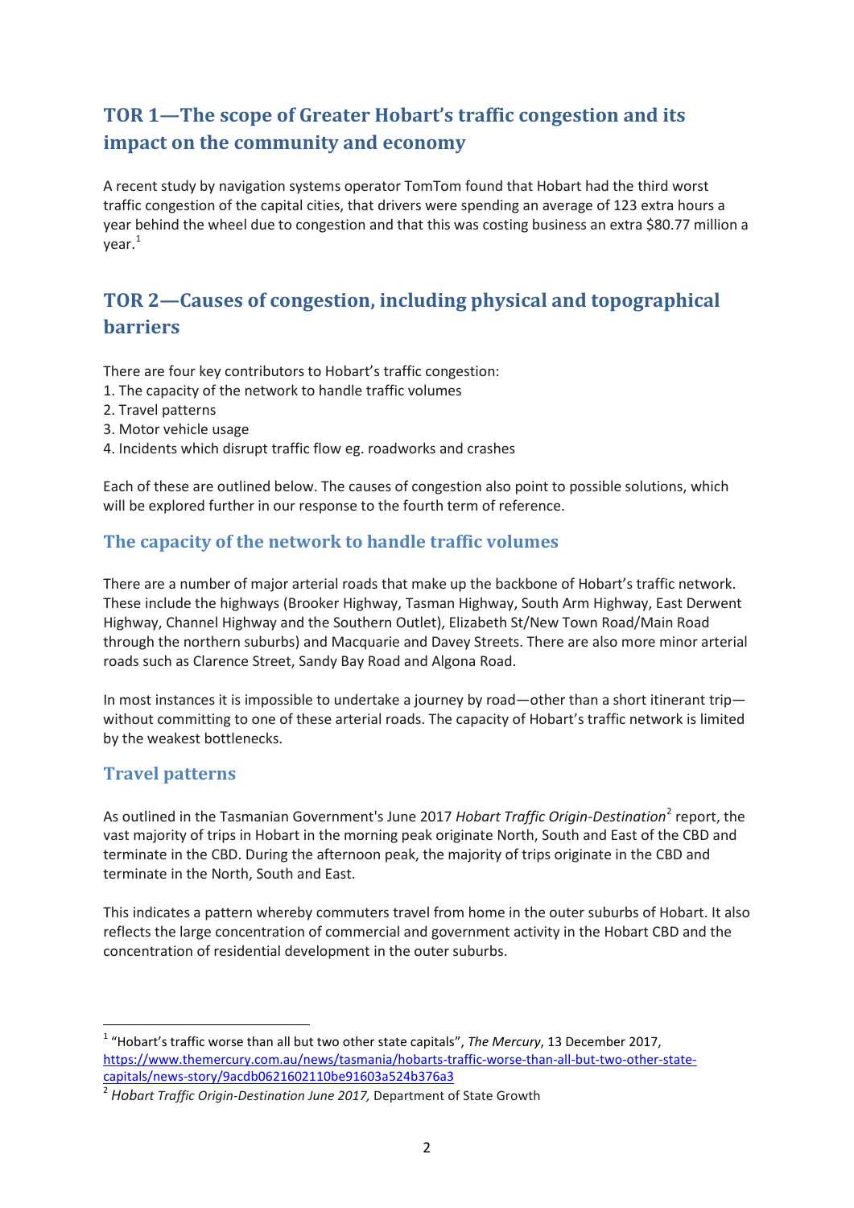## TOR 1—The scope of Greater Hobart's traffic congestion and its impact on the community and economy

A recent study by navigation systems operator TomTom found that Hobart had the third worst traffic congestion of the capital cities, that drivers were spending an average of 123 extra hours a year behind the wheel due to congestion and that this was costing business an extra $80.77 million a year.[1]

## TOR 2—Causes of congestion, including physical and topographical barriers

There are four key contributors to Hobart's traffic congestion:

1. The capacity of the network to handle traffic volumes
2. Travel patterns
3. Motor vehicle usage
4. Incidents which disrupt traffic flow eg. roadworks and crashes

Each of these are outlined below. The causes of congestion also point to possible solutions, which will be explored further in our response to the fourth term of reference.

### The capacity of the network to handle traffic volumes

There are a number of major arterial roads that make up the backbone of Hobart's traffic network. These include the highways (Brooker Highway, Tasman Highway, South Arm Highway, East Derwent Highway, Channel Highway and the Southern Outlet), Elizabeth St/New Town Road/Main Road through the northern suburbs) and Macquarie and Davey Streets. There are also more minor arterial roads such as Clarence Street, Sandy Bay Road and Algona Road.

In most instances it is impossible to undertake a journey by road—other than a short itinerant trip—without committing to one of these arterial roads. The capacity of Hobart's traffic network is limited by the weakest bottlenecks.

### Travel patterns

As outlined in the Tasmanian Government's June 2017 *Hobart Traffic Origin-Destination*[2] report, the vast majority of trips in Hobart in the morning peak originate North, South and East of the CBD and terminate in the CBD. During the afternoon peak, the majority of trips originate in the CBD and terminate in the North, South and East.

This indicates a pattern whereby commuters travel from home in the outer suburbs of Hobart. It also reflects the large concentration of commercial and government activity in the Hobart CBD and the concentration of residential development in the outer suburbs.

---

[1] "Hobart's traffic worse than all but two other state capitals", *The Mercury*, 13 December 2017, https://www.themercury.com.au/news/tasmania/hobarts-traffic-worse-than-all-but-two-other-state-capitals/news-story/9acdb0621602110be91603a524b376a3

[2] *Hobart Traffic Origin-Destination June 2017,* Department of State Growth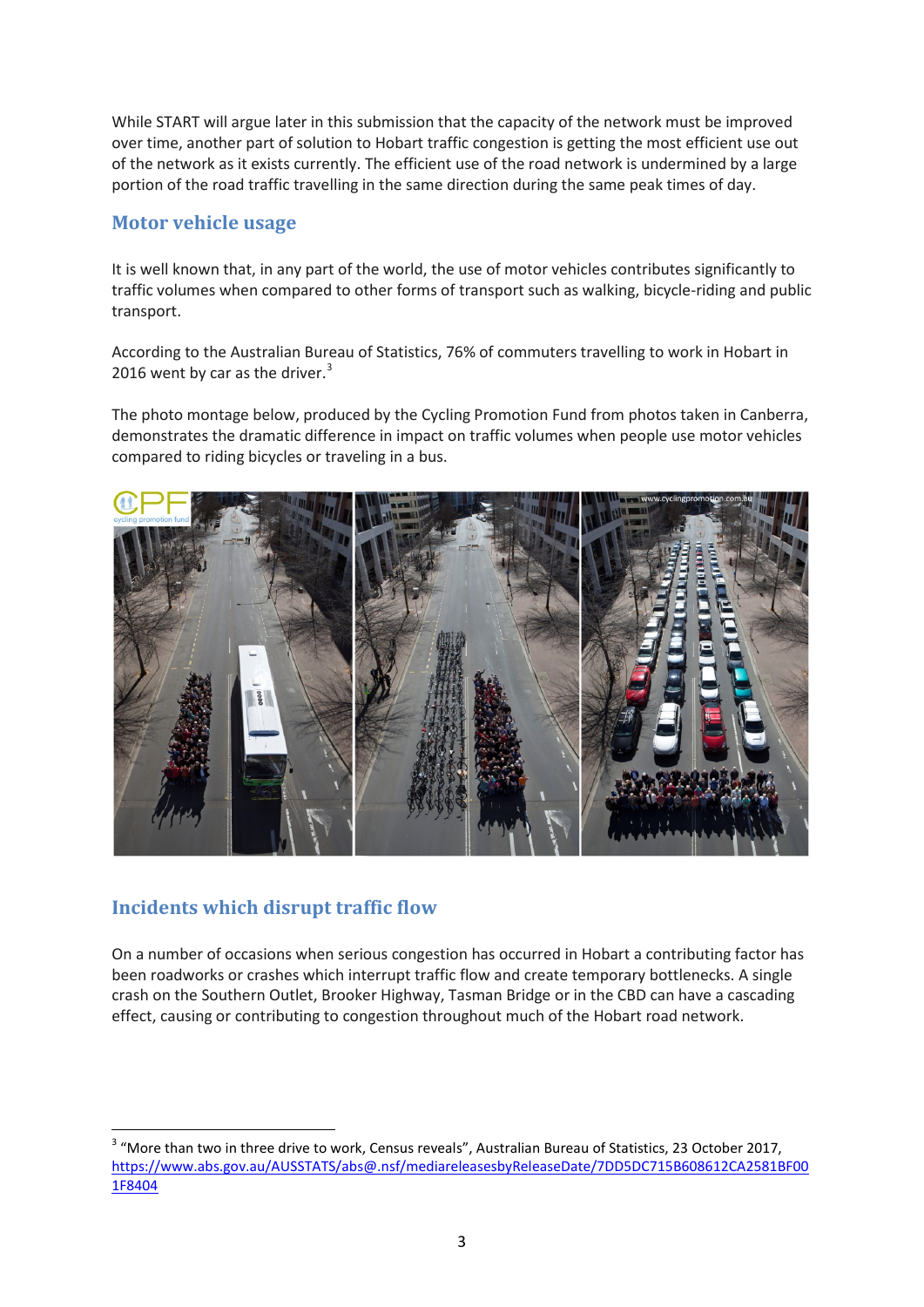While START will argue later in this submission that the capacity of the network must be improved over time, another part of solution to Hobart traffic congestion is getting the most efficient use out of the network as it exists currently. The efficient use of the road network is undermined by a large portion of the road traffic travelling in the same direction during the same peak times of day.

## Motor vehicle usage

It is well known that, in any part of the world, the use of motor vehicles contributes significantly to traffic volumes when compared to other forms of transport such as walking, bicycle-riding and public transport.

According to the Australian Bureau of Statistics, 76% of commuters travelling to work in Hobart in 2016 went by car as the driver.[3]

The photo montage below, produced by the Cycling Promotion Fund from photos taken in Canberra, demonstrates the dramatic difference in impact on traffic volumes when people use motor vehicles compared to riding bicycles or traveling in a bus.

## Incidents which disrupt traffic flow

On a number of occasions when serious congestion has occurred in Hobart a contributing factor has been roadworks or crashes which interrupt traffic flow and create temporary bottlenecks. A single crash on the Southern Outlet, Brooker Highway, Tasman Bridge or in the CBD can have a cascading effect, causing or contributing to congestion throughout much of the Hobart road network.

---

[3] "More than two in three drive to work, Census reveals", Australian Bureau of Statistics, 23 October 2017, https://www.abs.gov.au/AUSSTATS/abs@.nsf/mediareleasesbyReleaseDate/7DD5DC715B608612CA2581BF001F8404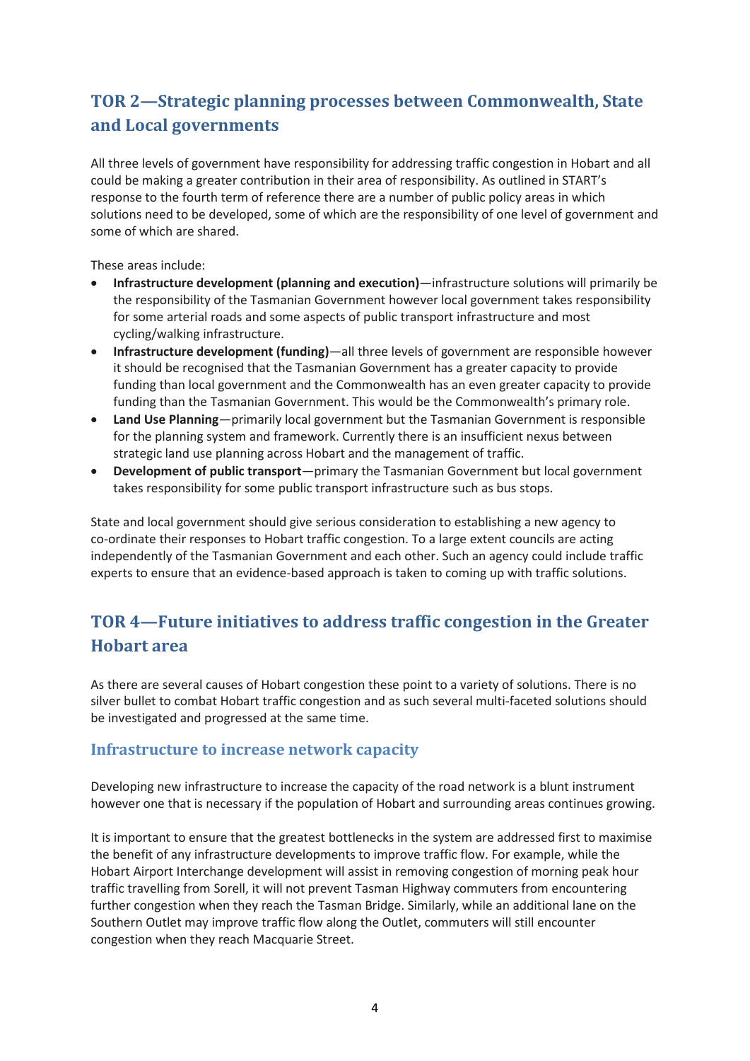## TOR 2—Strategic planning processes between Commonwealth, State and Local governments

All three levels of government have responsibility for addressing traffic congestion in Hobart and all could be making a greater contribution in their area of responsibility. As outlined in START's response to the fourth term of reference there are a number of public policy areas in which solutions need to be developed, some of which are the responsibility of one level of government and some of which are shared.

These areas include:

- **Infrastructure development (planning and execution)**—infrastructure solutions will primarily be the responsibility of the Tasmanian Government however local government takes responsibility for some arterial roads and some aspects of public transport infrastructure and most cycling/walking infrastructure.
- **Infrastructure development (funding)**—all three levels of government are responsible however it should be recognised that the Tasmanian Government has a greater capacity to provide funding than local government and the Commonwealth has an even greater capacity to provide funding than the Tasmanian Government. This would be the Commonwealth's primary role.
- **Land Use Planning**—primarily local government but the Tasmanian Government is responsible for the planning system and framework. Currently there is an insufficient nexus between strategic land use planning across Hobart and the management of traffic.
- **Development of public transport**—primary the Tasmanian Government but local government takes responsibility for some public transport infrastructure such as bus stops.

State and local government should give serious consideration to establishing a new agency to co-ordinate their responses to Hobart traffic congestion. To a large extent councils are acting independently of the Tasmanian Government and each other. Such an agency could include traffic experts to ensure that an evidence-based approach is taken to coming up with traffic solutions.

## TOR 4—Future initiatives to address traffic congestion in the Greater Hobart area

As there are several causes of Hobart congestion these point to a variety of solutions. There is no silver bullet to combat Hobart traffic congestion and as such several multi-faceted solutions should be investigated and progressed at the same time.

### Infrastructure to increase network capacity

Developing new infrastructure to increase the capacity of the road network is a blunt instrument however one that is necessary if the population of Hobart and surrounding areas continues growing.

It is important to ensure that the greatest bottlenecks in the system are addressed first to maximise the benefit of any infrastructure developments to improve traffic flow. For example, while the Hobart Airport Interchange development will assist in removing congestion of morning peak hour traffic travelling from Sorell, it will not prevent Tasman Highway commuters from encountering further congestion when they reach the Tasman Bridge. Similarly, while an additional lane on the Southern Outlet may improve traffic flow along the Outlet, commuters will still encounter congestion when they reach Macquarie Street.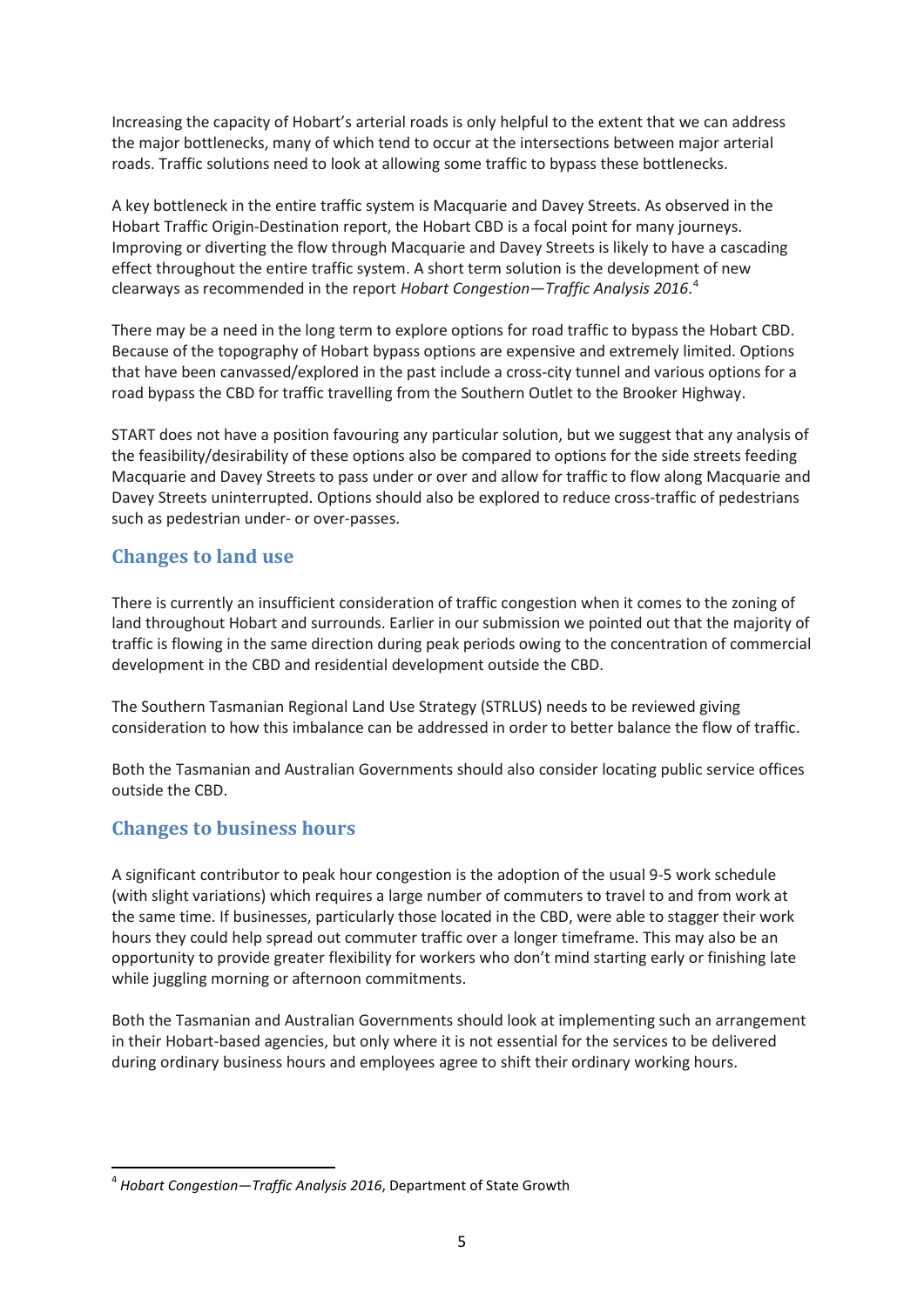Increasing the capacity of Hobart's arterial roads is only helpful to the extent that we can address the major bottlenecks, many of which tend to occur at the intersections between major arterial roads. Traffic solutions need to look at allowing some traffic to bypass these bottlenecks.

A key bottleneck in the entire traffic system is Macquarie and Davey Streets. As observed in the Hobart Traffic Origin-Destination report, the Hobart CBD is a focal point for many journeys. Improving or diverting the flow through Macquarie and Davey Streets is likely to have a cascading effect throughout the entire traffic system. A short term solution is the development of new clearways as recommended in the report *Hobart Congestion—Traffic Analysis 2016*.[4]

There may be a need in the long term to explore options for road traffic to bypass the Hobart CBD. Because of the topography of Hobart bypass options are expensive and extremely limited. Options that have been canvassed/explored in the past include a cross-city tunnel and various options for a road bypass the CBD for traffic travelling from the Southern Outlet to the Brooker Highway.

START does not have a position favouring any particular solution, but we suggest that any analysis of the feasibility/desirability of these options also be compared to options for the side streets feeding Macquarie and Davey Streets to pass under or over and allow for traffic to flow along Macquarie and Davey Streets uninterrupted. Options should also be explored to reduce cross-traffic of pedestrians such as pedestrian under- or over-passes.

## Changes to land use

There is currently an insufficient consideration of traffic congestion when it comes to the zoning of land throughout Hobart and surrounds. Earlier in our submission we pointed out that the majority of traffic is flowing in the same direction during peak periods owing to the concentration of commercial development in the CBD and residential development outside the CBD.

The Southern Tasmanian Regional Land Use Strategy (STRLUS) needs to be reviewed giving consideration to how this imbalance can be addressed in order to better balance the flow of traffic.

Both the Tasmanian and Australian Governments should also consider locating public service offices outside the CBD.

## Changes to business hours

A significant contributor to peak hour congestion is the adoption of the usual 9-5 work schedule (with slight variations) which requires a large number of commuters to travel to and from work at the same time. If businesses, particularly those located in the CBD, were able to stagger their work hours they could help spread out commuter traffic over a longer timeframe. This may also be an opportunity to provide greater flexibility for workers who don't mind starting early or finishing late while juggling morning or afternoon commitments.

Both the Tasmanian and Australian Governments should look at implementing such an arrangement in their Hobart-based agencies, but only where it is not essential for the services to be delivered during ordinary business hours and employees agree to shift their ordinary working hours.

---

[4] *Hobart Congestion—Traffic Analysis 2016*, Department of State Growth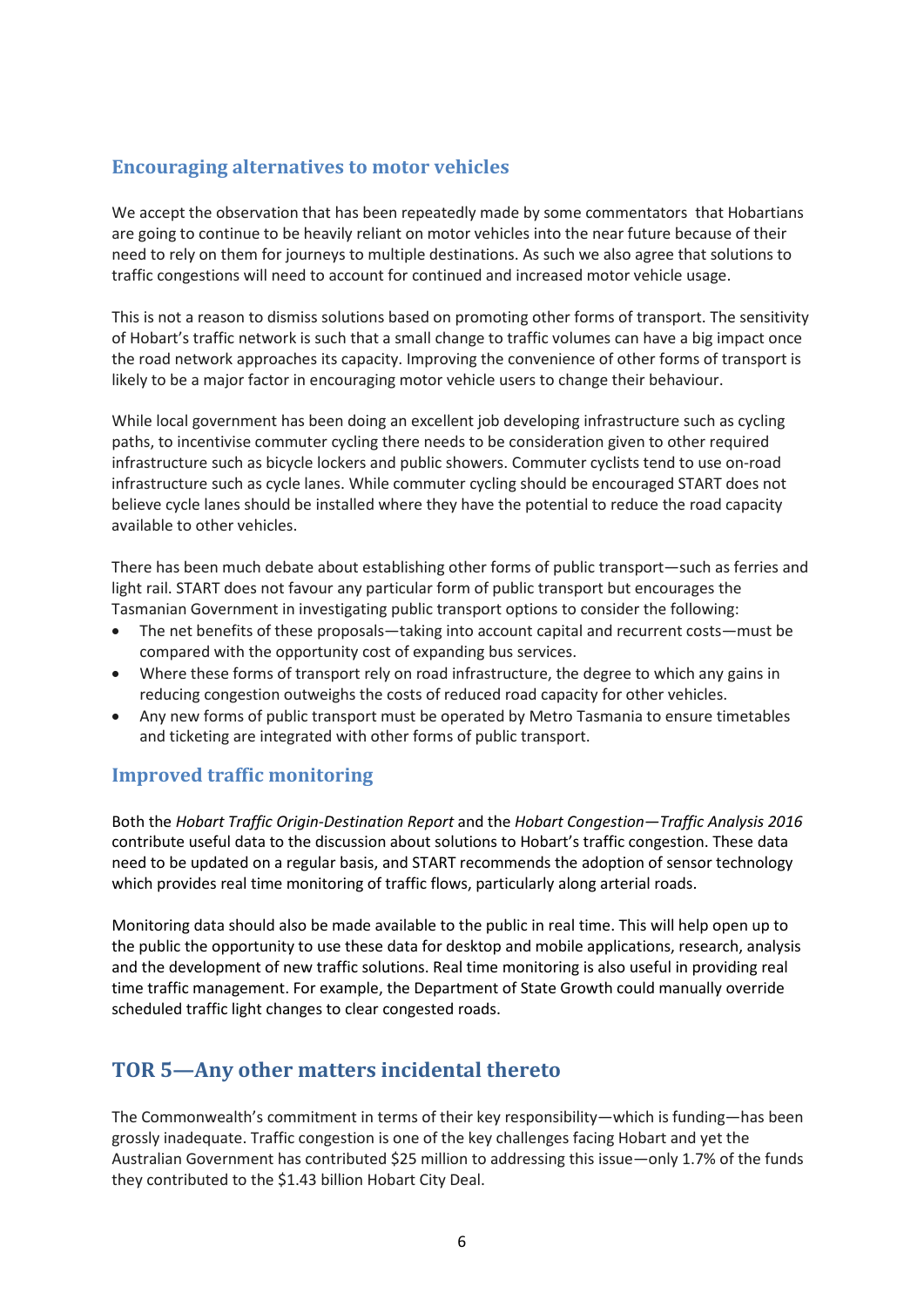## Encouraging alternatives to motor vehicles

We accept the observation that has been repeatedly made by some commentators that Hobartians are going to continue to be heavily reliant on motor vehicles into the near future because of their need to rely on them for journeys to multiple destinations. As such we also agree that solutions to traffic congestions will need to account for continued and increased motor vehicle usage.

This is not a reason to dismiss solutions based on promoting other forms of transport. The sensitivity of Hobart's traffic network is such that a small change to traffic volumes can have a big impact once the road network approaches its capacity. Improving the convenience of other forms of transport is likely to be a major factor in encouraging motor vehicle users to change their behaviour.

While local government has been doing an excellent job developing infrastructure such as cycling paths, to incentivise commuter cycling there needs to be consideration given to other required infrastructure such as bicycle lockers and public showers. Commuter cyclists tend to use on-road infrastructure such as cycle lanes. While commuter cycling should be encouraged START does not believe cycle lanes should be installed where they have the potential to reduce the road capacity available to other vehicles.

There has been much debate about establishing other forms of public transport—such as ferries and light rail. START does not favour any particular form of public transport but encourages the Tasmanian Government in investigating public transport options to consider the following:

- The net benefits of these proposals—taking into account capital and recurrent costs—must be compared with the opportunity cost of expanding bus services.
- Where these forms of transport rely on road infrastructure, the degree to which any gains in reducing congestion outweighs the costs of reduced road capacity for other vehicles.
- Any new forms of public transport must be operated by Metro Tasmania to ensure timetables and ticketing are integrated with other forms of public transport.

## Improved traffic monitoring

Both the *Hobart Traffic Origin-Destination Report* and the *Hobart Congestion—Traffic Analysis 2016* contribute useful data to the discussion about solutions to Hobart's traffic congestion. These data need to be updated on a regular basis, and START recommends the adoption of sensor technology which provides real time monitoring of traffic flows, particularly along arterial roads.

Monitoring data should also be made available to the public in real time. This will help open up to the public the opportunity to use these data for desktop and mobile applications, research, analysis and the development of new traffic solutions. Real time monitoring is also useful in providing real time traffic management. For example, the Department of State Growth could manually override scheduled traffic light changes to clear congested roads.

# TOR 5—Any other matters incidental thereto

The Commonwealth's commitment in terms of their key responsibility—which is funding—has been grossly inadequate. Traffic congestion is one of the key challenges facing Hobart and yet the Australian Government has contributed $25 million to addressing this issue—only 1.7% of the funds they contributed to the $1.43 billion Hobart City Deal.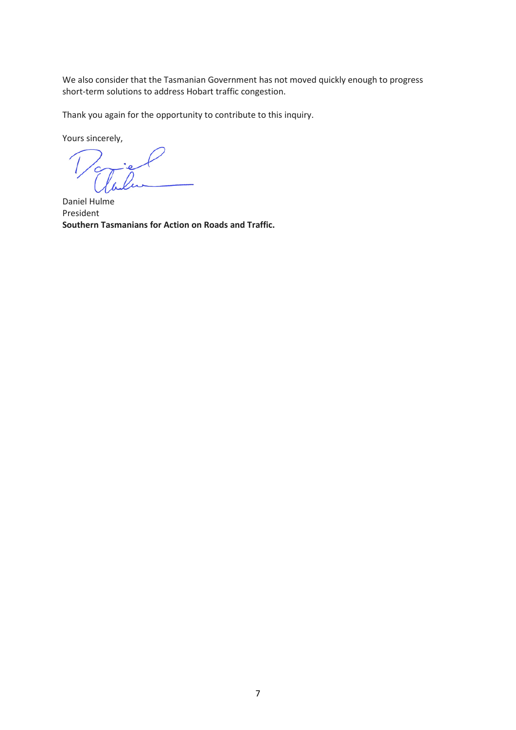We also consider that the Tasmanian Government has not moved quickly enough to progress short-term solutions to address Hobart traffic congestion.

Thank you again for the opportunity to contribute to this inquiry.

Yours sincerely,

Daniel Hulme
President
**Southern Tasmanians for Action on Roads and Traffic.**